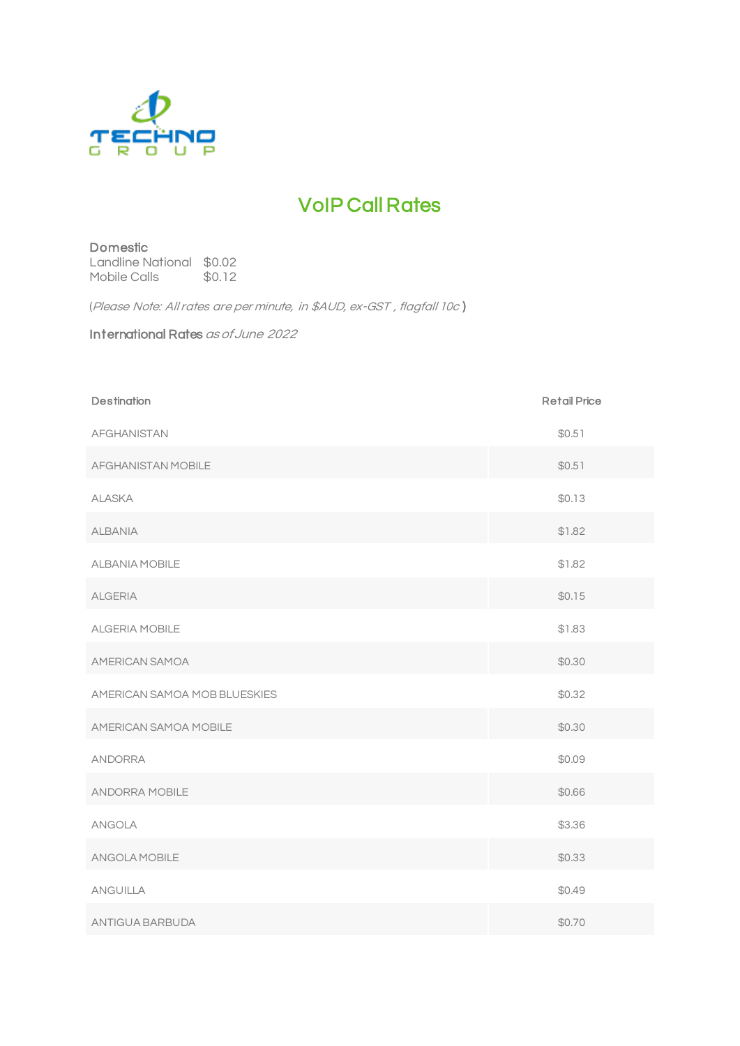TECHNO GROUP

# VoIP Call Rates

**Domestic**

Landline National $0.02
Mobile Calls $0.12

(*Please Note: All rates are per minute, in $AUD, ex-GST , flagfall 10c* )

**International Rates** *as of June 2022*

| Destination | Retail Price |
|---|---|
| AFGHANISTAN | $0.51 |
| AFGHANISTAN MOBILE | $0.51 |
| ALASKA | $0.13 |
| ALBANIA | $1.82 |
| ALBANIA MOBILE | $1.82 |
| ALGERIA | $0.15 |
| ALGERIA MOBILE | $1.83 |
| AMERICAN SAMOA | $0.30 |
| AMERICAN SAMOA MOB BLUESKIES | $0.32 |
| AMERICAN SAMOA MOBILE | $0.30 |
| ANDORRA | $0.09 |
| ANDORRA MOBILE | $0.66 |
| ANGOLA | $3.36 |
| ANGOLA MOBILE | $0.33 |
| ANGUILLA | $0.49 |
| ANTIGUA BARBUDA | $0.70 |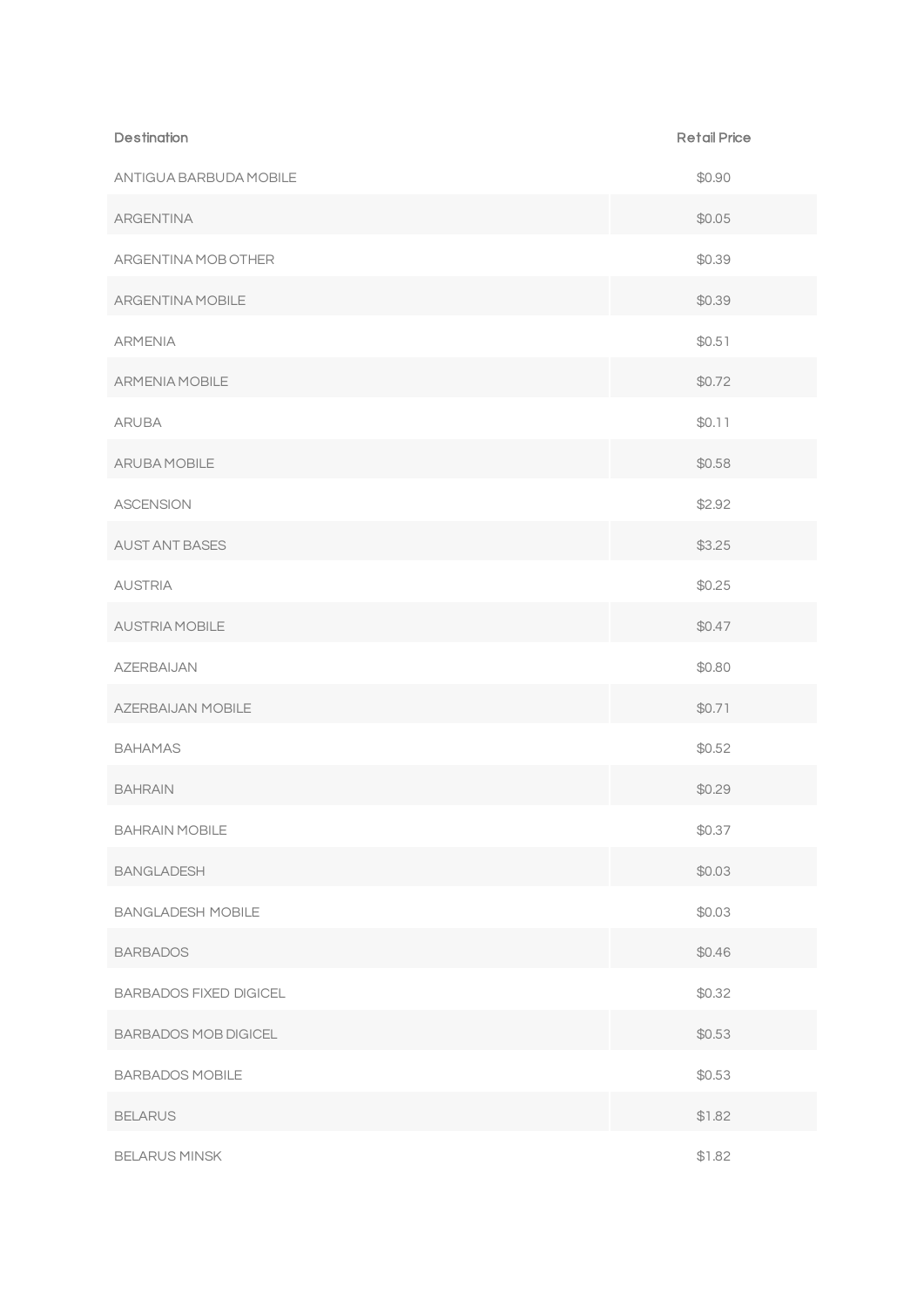| Destination | Retail Price |
| --- | --- |
| ANTIGUA BARBUDA MOBILE | $0.90 |
| ARGENTINA | $0.05 |
| ARGENTINA MOB OTHER | $0.39 |
| ARGENTINA MOBILE | $0.39 |
| ARMENIA | $0.51 |
| ARMENIA MOBILE | $0.72 |
| ARUBA | $0.11 |
| ARUBA MOBILE | $0.58 |
| ASCENSION | $2.92 |
| AUST ANT BASES | $3.25 |
| AUSTRIA | $0.25 |
| AUSTRIA MOBILE | $0.47 |
| AZERBAIJAN | $0.80 |
| AZERBAIJAN MOBILE | $0.71 |
| BAHAMAS | $0.52 |
| BAHRAIN | $0.29 |
| BAHRAIN MOBILE | $0.37 |
| BANGLADESH | $0.03 |
| BANGLADESH MOBILE | $0.03 |
| BARBADOS | $0.46 |
| BARBADOS FIXED DIGICEL | $0.32 |
| BARBADOS MOB DIGICEL | $0.53 |
| BARBADOS MOBILE | $0.53 |
| BELARUS | $1.82 |
| BELARUS MINSK | $1.82 |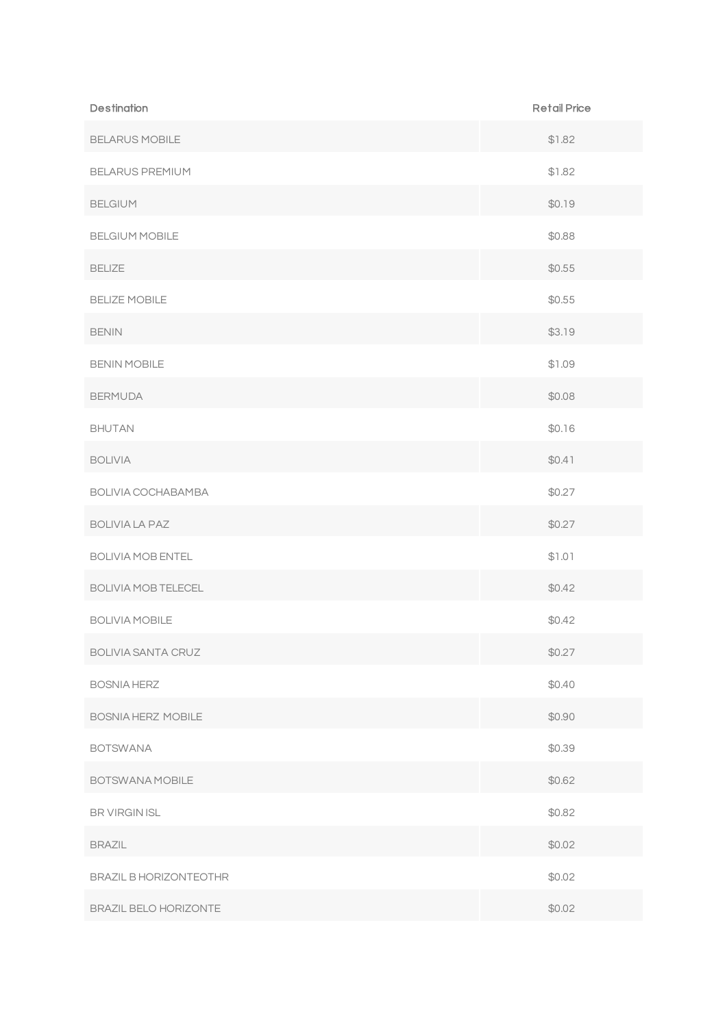| Destination | Retail Price |
| --- | --- |
| BELARUS MOBILE | $1.82 |
| BELARUS PREMIUM | $1.82 |
| BELGIUM | $0.19 |
| BELGIUM MOBILE | $0.88 |
| BELIZE | $0.55 |
| BELIZE MOBILE | $0.55 |
| BENIN | $3.19 |
| BENIN MOBILE | $1.09 |
| BERMUDA | $0.08 |
| BHUTAN | $0.16 |
| BOLIVIA | $0.41 |
| BOLIVIA COCHABAMBA | $0.27 |
| BOLIVIA LA PAZ | $0.27 |
| BOLIVIA MOB ENTEL | $1.01 |
| BOLIVIA MOB TELECEL | $0.42 |
| BOLIVIA MOBILE | $0.42 |
| BOLIVIA SANTA CRUZ | $0.27 |
| BOSNIA HERZ | $0.40 |
| BOSNIA HERZ MOBILE | $0.90 |
| BOTSWANA | $0.39 |
| BOTSWANA MOBILE | $0.62 |
| BR VIRGIN ISL | $0.82 |
| BRAZIL | $0.02 |
| BRAZIL B HORIZONTEOTHR | $0.02 |
| BRAZIL BELO HORIZONTE | $0.02 |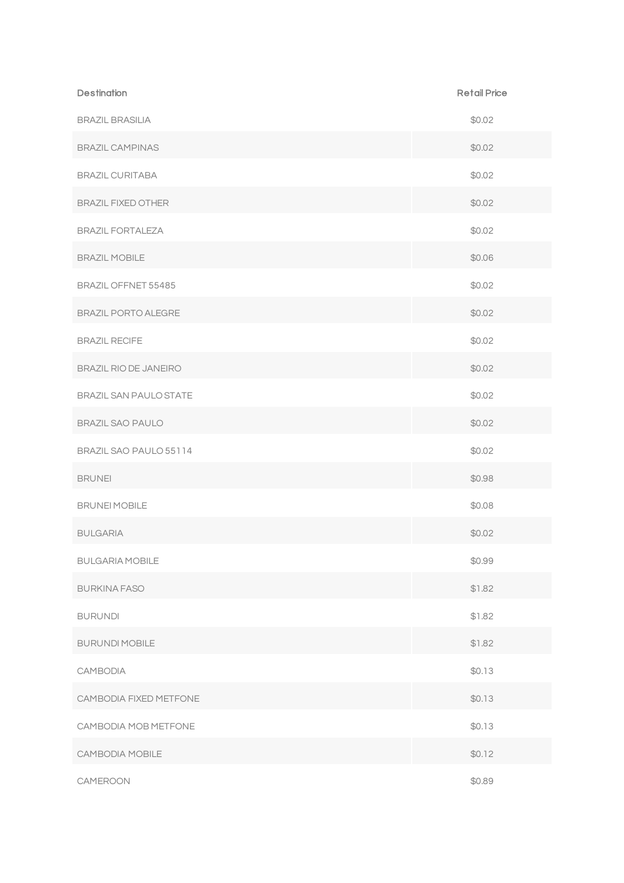| Destination | Retail Price |
| --- | --- |
| BRAZIL BRASILIA | $0.02 |
| BRAZIL CAMPINAS | $0.02 |
| BRAZIL CURITABA | $0.02 |
| BRAZIL FIXED OTHER | $0.02 |
| BRAZIL FORTALEZA | $0.02 |
| BRAZIL MOBILE | $0.06 |
| BRAZIL OFFNET 55485 | $0.02 |
| BRAZIL PORTO ALEGRE | $0.02 |
| BRAZIL RECIFE | $0.02 |
| BRAZIL RIO DE JANEIRO | $0.02 |
| BRAZIL SAN PAULO STATE | $0.02 |
| BRAZIL SAO PAULO | $0.02 |
| BRAZIL SAO PAULO 55114 | $0.02 |
| BRUNEI | $0.98 |
| BRUNEI MOBILE | $0.08 |
| BULGARIA | $0.02 |
| BULGARIA MOBILE | $0.99 |
| BURKINA FASO | $1.82 |
| BURUNDI | $1.82 |
| BURUNDI MOBILE | $1.82 |
| CAMBODIA | $0.13 |
| CAMBODIA FIXED METFONE | $0.13 |
| CAMBODIA MOB METFONE | $0.13 |
| CAMBODIA MOBILE | $0.12 |
| CAMEROON | $0.89 |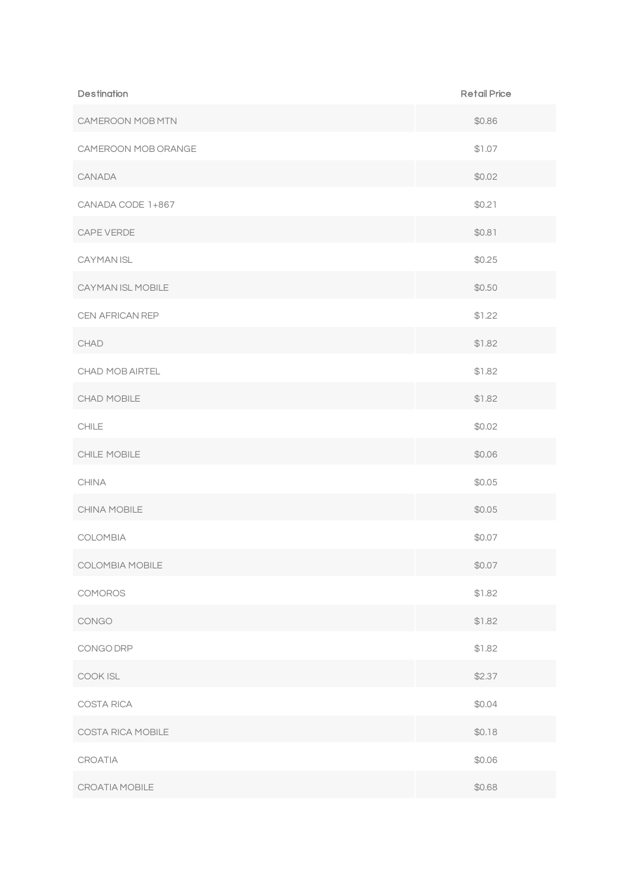| Destination | Retail Price |
| --- | --- |
| CAMEROON MOB MTN | $0.86 |
| CAMEROON MOB ORANGE | $1.07 |
| CANADA | $0.02 |
| CANADA CODE 1+867 | $0.21 |
| CAPE VERDE | $0.81 |
| CAYMAN ISL | $0.25 |
| CAYMAN ISL MOBILE | $0.50 |
| CEN AFRICAN REP | $1.22 |
| CHAD | $1.82 |
| CHAD MOB AIRTEL | $1.82 |
| CHAD MOBILE | $1.82 |
| CHILE | $0.02 |
| CHILE MOBILE | $0.06 |
| CHINA | $0.05 |
| CHINA MOBILE | $0.05 |
| COLOMBIA | $0.07 |
| COLOMBIA MOBILE | $0.07 |
| COMOROS | $1.82 |
| CONGO | $1.82 |
| CONGO DRP | $1.82 |
| COOK ISL | $2.37 |
| COSTA RICA | $0.04 |
| COSTA RICA MOBILE | $0.18 |
| CROATIA | $0.06 |
| CROATIA MOBILE | $0.68 |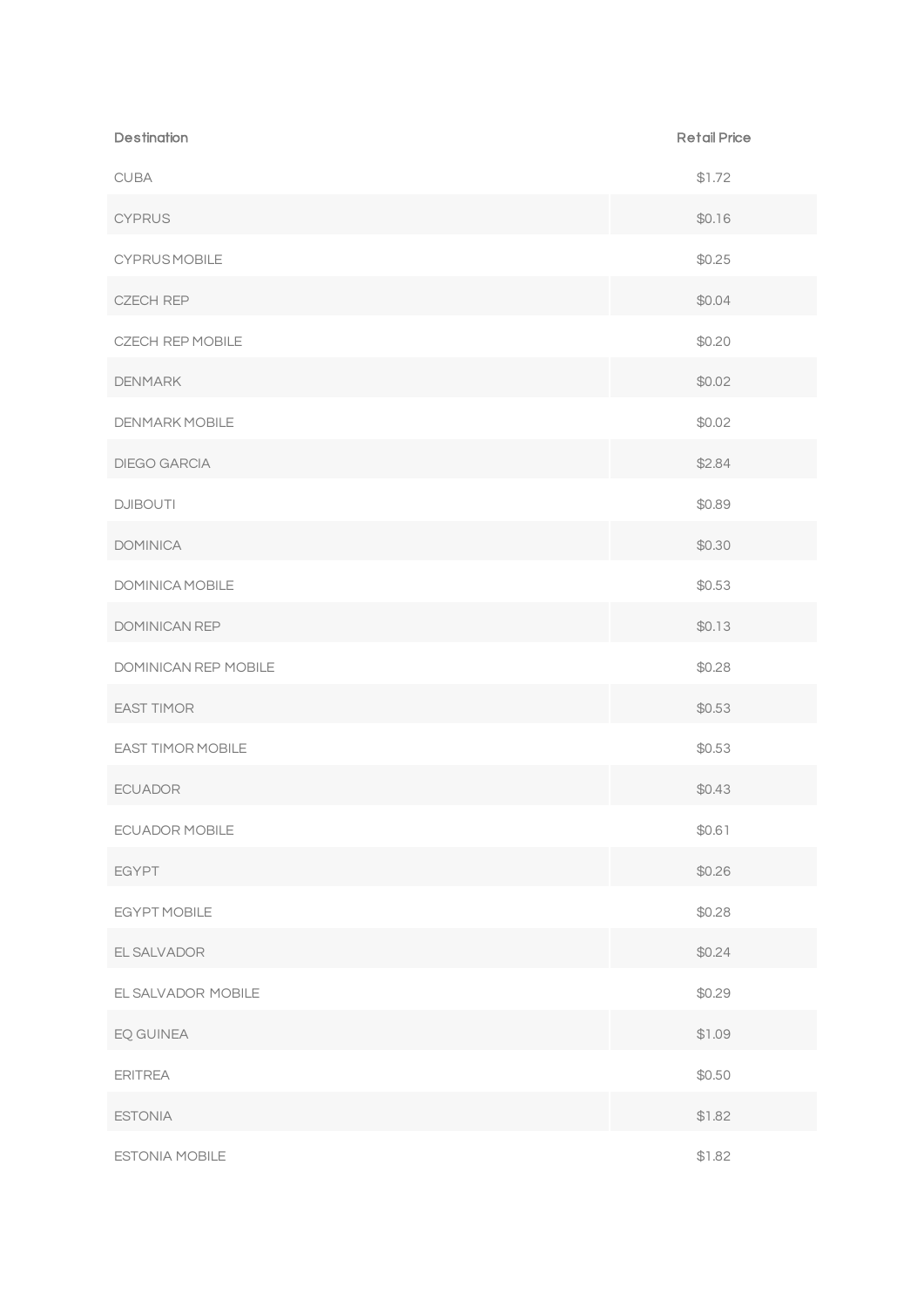| Destination | Retail Price |
| --- | --- |
| CUBA | $1.72 |
| CYPRUS | $0.16 |
| CYPRUS MOBILE | $0.25 |
| CZECH REP | $0.04 |
| CZECH REP MOBILE | $0.20 |
| DENMARK | $0.02 |
| DENMARK MOBILE | $0.02 |
| DIEGO GARCIA | $2.84 |
| DJIBOUTI | $0.89 |
| DOMINICA | $0.30 |
| DOMINICA MOBILE | $0.53 |
| DOMINICAN REP | $0.13 |
| DOMINICAN REP MOBILE | $0.28 |
| EAST TIMOR | $0.53 |
| EAST TIMOR MOBILE | $0.53 |
| ECUADOR | $0.43 |
| ECUADOR MOBILE | $0.61 |
| EGYPT | $0.26 |
| EGYPT MOBILE | $0.28 |
| EL SALVADOR | $0.24 |
| EL SALVADOR MOBILE | $0.29 |
| EQ GUINEA | $1.09 |
| ERITREA | $0.50 |
| ESTONIA | $1.82 |
| ESTONIA MOBILE | $1.82 |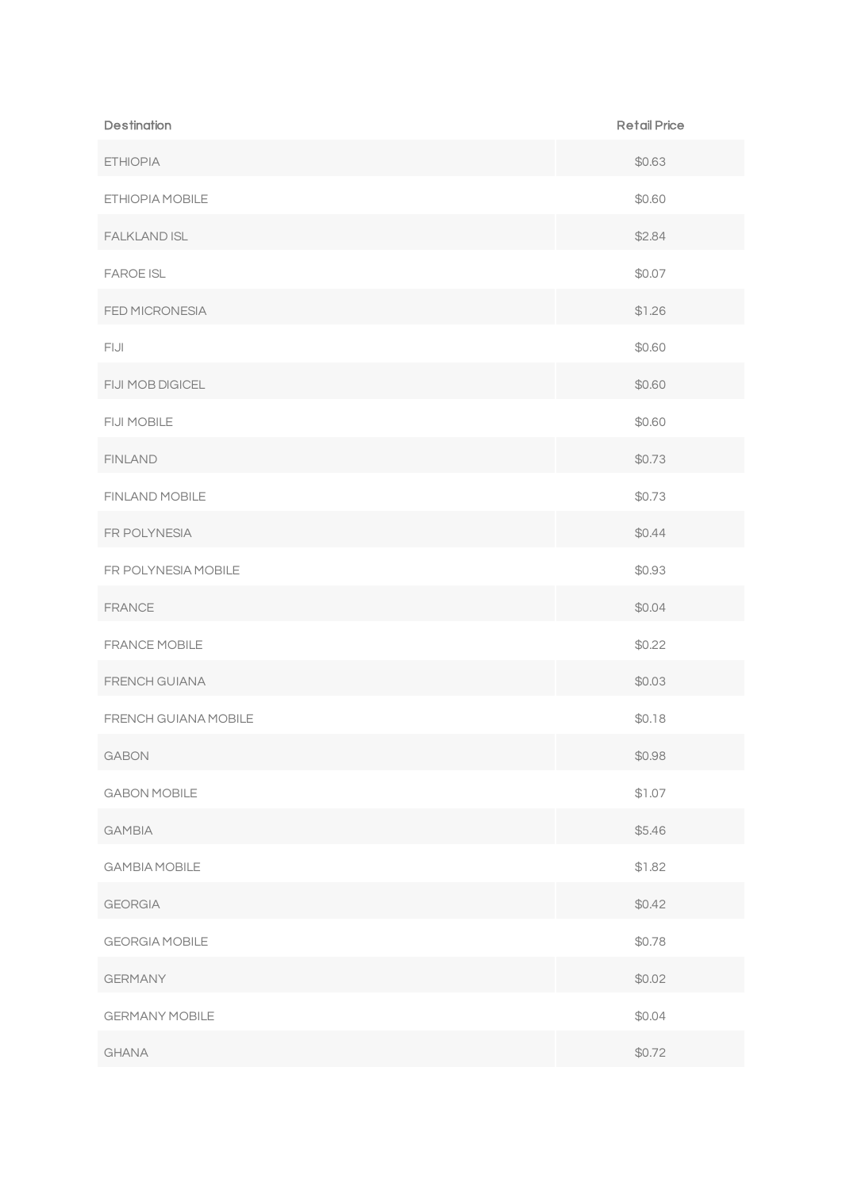| Destination | Retail Price |
| --- | --- |
| ETHIOPIA | $0.63 |
| ETHIOPIA MOBILE | $0.60 |
| FALKLAND ISL | $2.84 |
| FAROE ISL | $0.07 |
| FED MICRONESIA | $1.26 |
| FIJI | $0.60 |
| FIJI MOB DIGICEL | $0.60 |
| FIJI MOBILE | $0.60 |
| FINLAND | $0.73 |
| FINLAND MOBILE | $0.73 |
| FR POLYNESIA | $0.44 |
| FR POLYNESIA MOBILE | $0.93 |
| FRANCE | $0.04 |
| FRANCE MOBILE | $0.22 |
| FRENCH GUIANA | $0.03 |
| FRENCH GUIANA MOBILE | $0.18 |
| GABON | $0.98 |
| GABON MOBILE | $1.07 |
| GAMBIA | $5.46 |
| GAMBIA MOBILE | $1.82 |
| GEORGIA | $0.42 |
| GEORGIA MOBILE | $0.78 |
| GERMANY | $0.02 |
| GERMANY MOBILE | $0.04 |
| GHANA | $0.72 |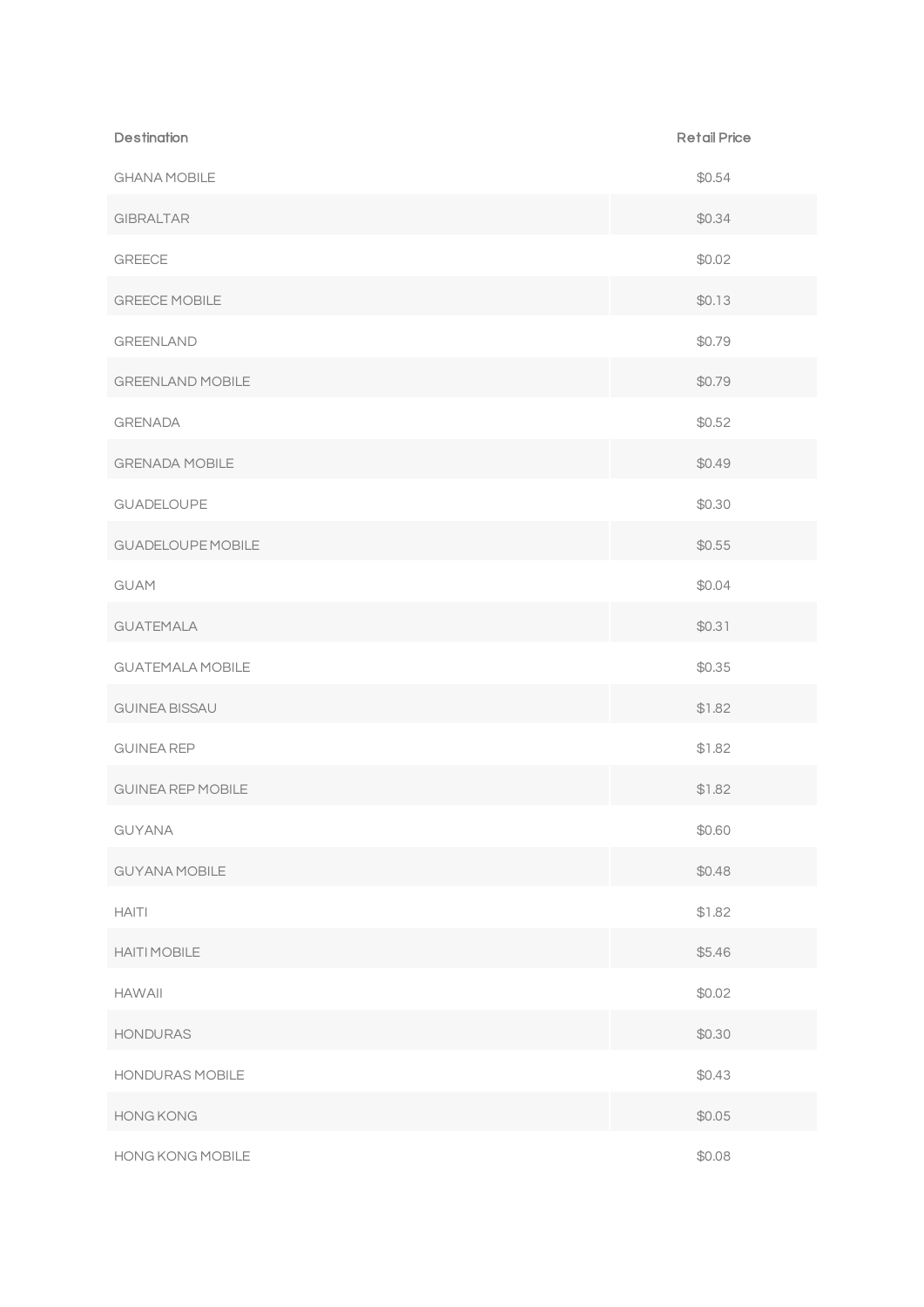| Destination | Retail Price |
| --- | --- |
| GHANA MOBILE | $0.54 |
| GIBRALTAR | $0.34 |
| GREECE | $0.02 |
| GREECE MOBILE | $0.13 |
| GREENLAND | $0.79 |
| GREENLAND MOBILE | $0.79 |
| GRENADA | $0.52 |
| GRENADA MOBILE | $0.49 |
| GUADELOUPE | $0.30 |
| GUADELOUPE MOBILE | $0.55 |
| GUAM | $0.04 |
| GUATEMALA | $0.31 |
| GUATEMALA MOBILE | $0.35 |
| GUINEA BISSAU | $1.82 |
| GUINEA REP | $1.82 |
| GUINEA REP MOBILE | $1.82 |
| GUYANA | $0.60 |
| GUYANA MOBILE | $0.48 |
| HAITI | $1.82 |
| HAITI MOBILE | $5.46 |
| HAWAII | $0.02 |
| HONDURAS | $0.30 |
| HONDURAS MOBILE | $0.43 |
| HONG KONG | $0.05 |
| HONG KONG MOBILE | $0.08 |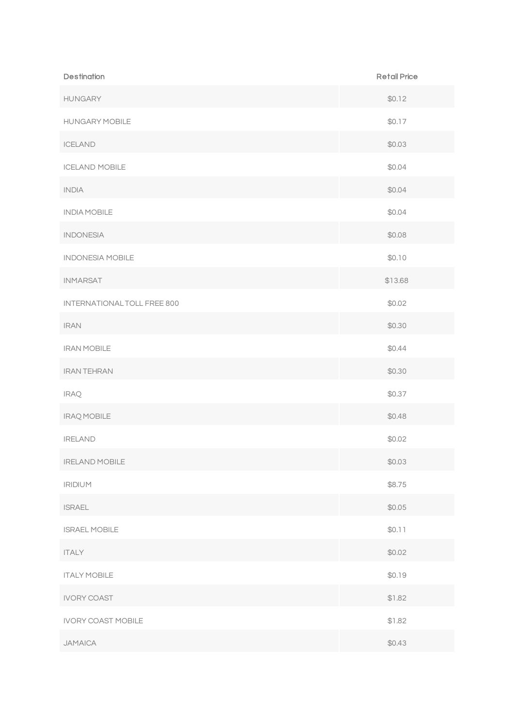| Destination | Retail Price |
| --- | --- |
| HUNGARY | $0.12 |
| HUNGARY MOBILE | $0.17 |
| ICELAND | $0.03 |
| ICELAND MOBILE | $0.04 |
| INDIA | $0.04 |
| INDIA MOBILE | $0.04 |
| INDONESIA | $0.08 |
| INDONESIA MOBILE | $0.10 |
| INMARSAT | $13.68 |
| INTERNATIONAL TOLL FREE 800 | $0.02 |
| IRAN | $0.30 |
| IRAN MOBILE | $0.44 |
| IRAN TEHRAN | $0.30 |
| IRAQ | $0.37 |
| IRAQ MOBILE | $0.48 |
| IRELAND | $0.02 |
| IRELAND MOBILE | $0.03 |
| IRIDIUM | $8.75 |
| ISRAEL | $0.05 |
| ISRAEL MOBILE | $0.11 |
| ITALY | $0.02 |
| ITALY MOBILE | $0.19 |
| IVORY COAST | $1.82 |
| IVORY COAST MOBILE | $1.82 |
| JAMAICA | $0.43 |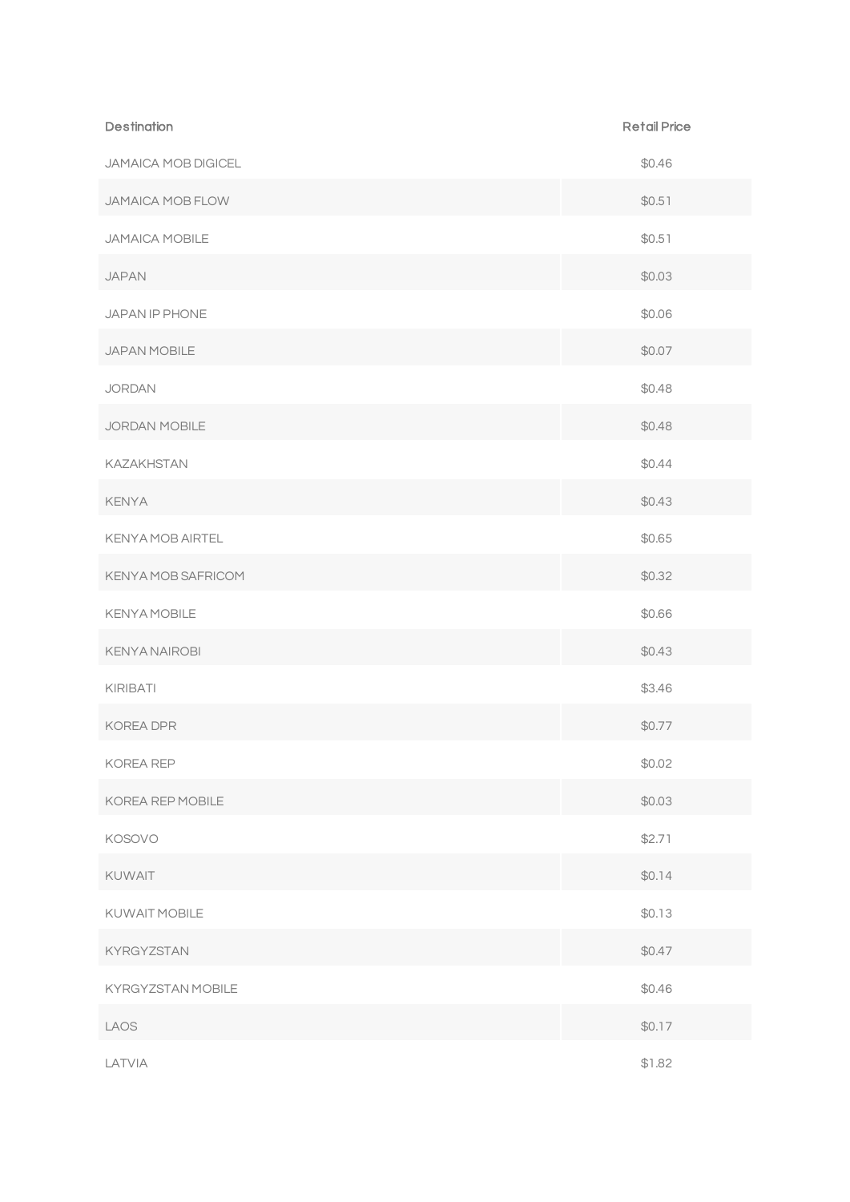| Destination | Retail Price |
| --- | --- |
| JAMAICA MOB DIGICEL | $0.46 |
| JAMAICA MOB FLOW | $0.51 |
| JAMAICA MOBILE | $0.51 |
| JAPAN | $0.03 |
| JAPAN IP PHONE | $0.06 |
| JAPAN MOBILE | $0.07 |
| JORDAN | $0.48 |
| JORDAN MOBILE | $0.48 |
| KAZAKHSTAN | $0.44 |
| KENYA | $0.43 |
| KENYA MOB AIRTEL | $0.65 |
| KENYA MOB SAFRICOM | $0.32 |
| KENYA MOBILE | $0.66 |
| KENYA NAIROBI | $0.43 |
| KIRIBATI | $3.46 |
| KOREA DPR | $0.77 |
| KOREA REP | $0.02 |
| KOREA REP MOBILE | $0.03 |
| KOSOVO | $2.71 |
| KUWAIT | $0.14 |
| KUWAIT MOBILE | $0.13 |
| KYRGYZSTAN | $0.47 |
| KYRGYZSTAN MOBILE | $0.46 |
| LAOS | $0.17 |
| LATVIA | $1.82 |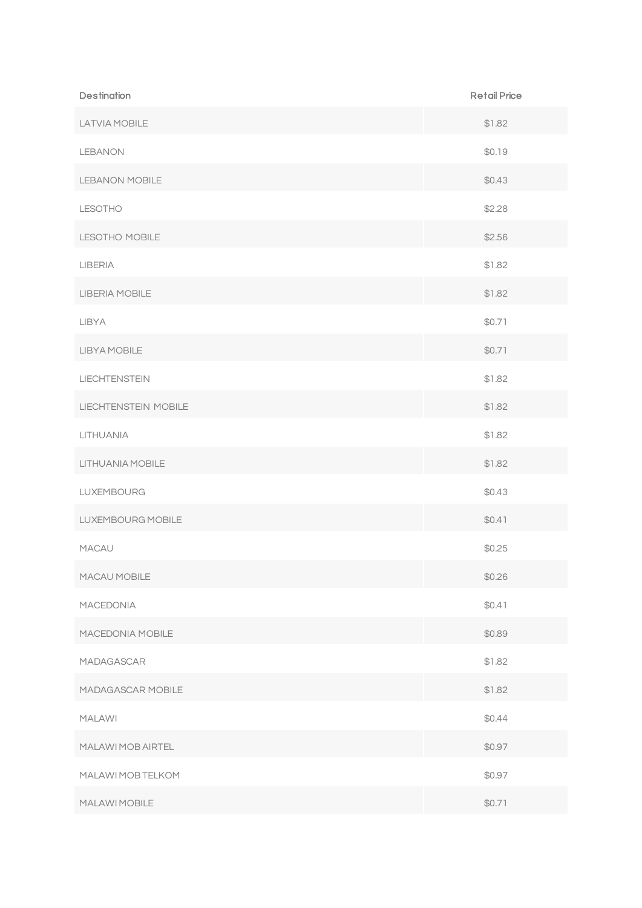| Destination | Retail Price |
| --- | --- |
| LATVIA MOBILE | $1.82 |
| LEBANON | $0.19 |
| LEBANON MOBILE | $0.43 |
| LESOTHO | $2.28 |
| LESOTHO MOBILE | $2.56 |
| LIBERIA | $1.82 |
| LIBERIA MOBILE | $1.82 |
| LIBYA | $0.71 |
| LIBYA MOBILE | $0.71 |
| LIECHTENSTEIN | $1.82 |
| LIECHTENSTEIN MOBILE | $1.82 |
| LITHUANIA | $1.82 |
| LITHUANIA MOBILE | $1.82 |
| LUXEMBOURG | $0.43 |
| LUXEMBOURG MOBILE | $0.41 |
| MACAU | $0.25 |
| MACAU MOBILE | $0.26 |
| MACEDONIA | $0.41 |
| MACEDONIA MOBILE | $0.89 |
| MADAGASCAR | $1.82 |
| MADAGASCAR MOBILE | $1.82 |
| MALAWI | $0.44 |
| MALAWI MOB AIRTEL | $0.97 |
| MALAWI MOB TELKOM | $0.97 |
| MALAWI MOBILE | $0.71 |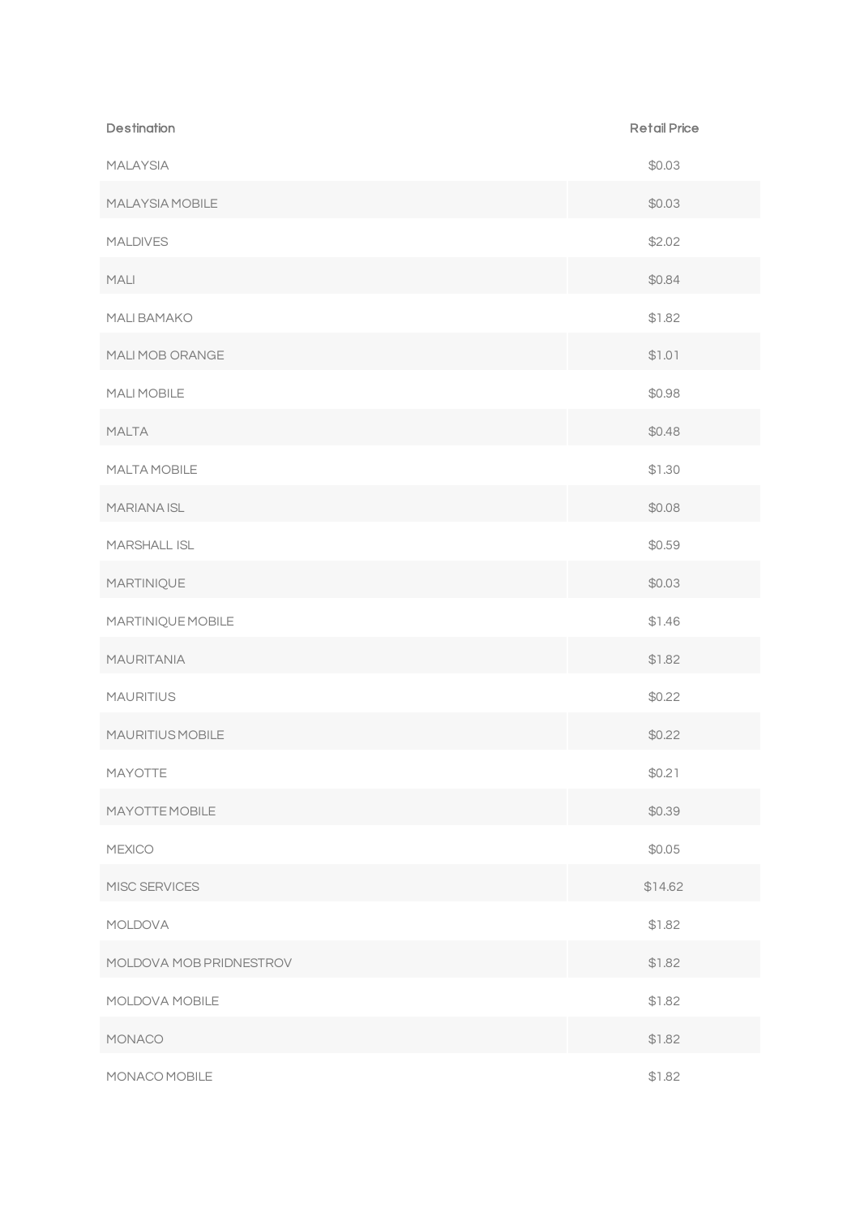| Destination | Retail Price |
| --- | --- |
| MALAYSIA | $0.03 |
| MALAYSIA MOBILE | $0.03 |
| MALDIVES | $2.02 |
| MALI | $0.84 |
| MALI BAMAKO | $1.82 |
| MALI MOB ORANGE | $1.01 |
| MALI MOBILE | $0.98 |
| MALTA | $0.48 |
| MALTA MOBILE | $1.30 |
| MARIANA ISL | $0.08 |
| MARSHALL ISL | $0.59 |
| MARTINIQUE | $0.03 |
| MARTINIQUE MOBILE | $1.46 |
| MAURITANIA | $1.82 |
| MAURITIUS | $0.22 |
| MAURITIUS MOBILE | $0.22 |
| MAYOTTE | $0.21 |
| MAYOTTE MOBILE | $0.39 |
| MEXICO | $0.05 |
| MISC SERVICES | $14.62 |
| MOLDOVA | $1.82 |
| MOLDOVA MOB PRIDNESTROV | $1.82 |
| MOLDOVA MOBILE | $1.82 |
| MONACO | $1.82 |
| MONACO MOBILE | $1.82 |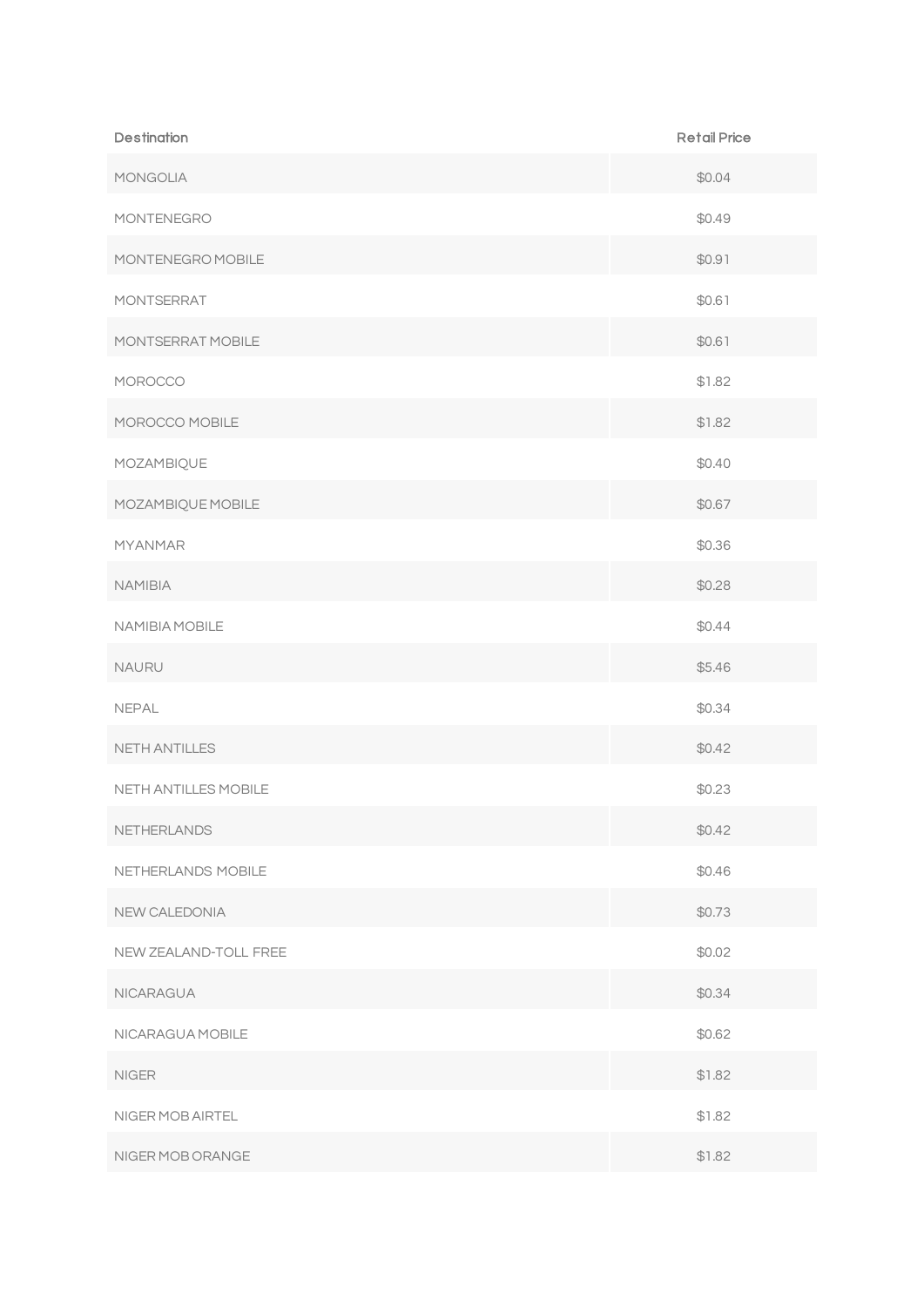| Destination | Retail Price |
| --- | --- |
| MONGOLIA | $0.04 |
| MONTENEGRO | $0.49 |
| MONTENEGRO MOBILE | $0.91 |
| MONTSERRAT | $0.61 |
| MONTSERRAT MOBILE | $0.61 |
| MOROCCO | $1.82 |
| MOROCCO MOBILE | $1.82 |
| MOZAMBIQUE | $0.40 |
| MOZAMBIQUE MOBILE | $0.67 |
| MYANMAR | $0.36 |
| NAMIBIA | $0.28 |
| NAMIBIA MOBILE | $0.44 |
| NAURU | $5.46 |
| NEPAL | $0.34 |
| NETH ANTILLES | $0.42 |
| NETH ANTILLES MOBILE | $0.23 |
| NETHERLANDS | $0.42 |
| NETHERLANDS MOBILE | $0.46 |
| NEW CALEDONIA | $0.73 |
| NEW ZEALAND-TOLL FREE | $0.02 |
| NICARAGUA | $0.34 |
| NICARAGUA MOBILE | $0.62 |
| NIGER | $1.82 |
| NIGER MOB AIRTEL | $1.82 |
| NIGER MOB ORANGE | $1.82 |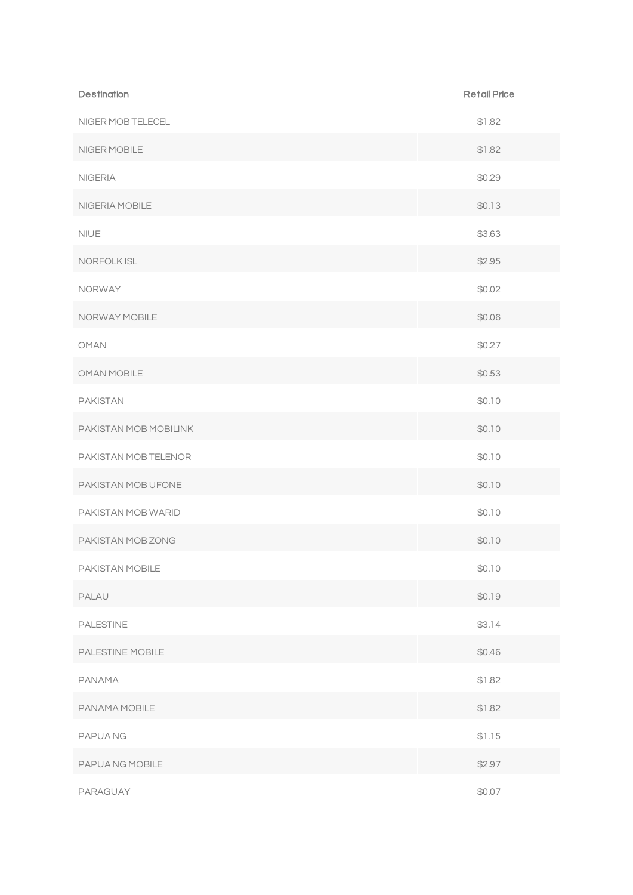| Destination | Retail Price |
| --- | --- |
| NIGER MOB TELECEL | $1.82 |
| NIGER MOBILE | $1.82 |
| NIGERIA | $0.29 |
| NIGERIA MOBILE | $0.13 |
| NIUE | $3.63 |
| NORFOLK ISL | $2.95 |
| NORWAY | $0.02 |
| NORWAY MOBILE | $0.06 |
| OMAN | $0.27 |
| OMAN MOBILE | $0.53 |
| PAKISTAN | $0.10 |
| PAKISTAN MOB MOBILINK | $0.10 |
| PAKISTAN MOB TELENOR | $0.10 |
| PAKISTAN MOB UFONE | $0.10 |
| PAKISTAN MOB WARID | $0.10 |
| PAKISTAN MOB ZONG | $0.10 |
| PAKISTAN MOBILE | $0.10 |
| PALAU | $0.19 |
| PALESTINE | $3.14 |
| PALESTINE MOBILE | $0.46 |
| PANAMA | $1.82 |
| PANAMA MOBILE | $1.82 |
| PAPUA NG | $1.15 |
| PAPUA NG MOBILE | $2.97 |
| PARAGUAY | $0.07 |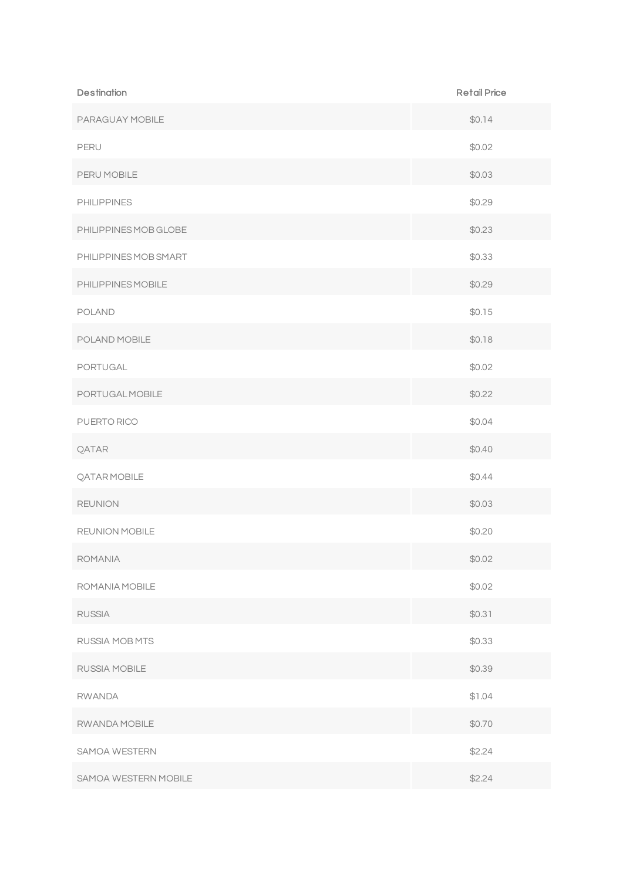| Destination | Retail Price |
| --- | --- |
| PARAGUAY MOBILE | $0.14 |
| PERU | $0.02 |
| PERU MOBILE | $0.03 |
| PHILIPPINES | $0.29 |
| PHILIPPINES MOB GLOBE | $0.23 |
| PHILIPPINES MOB SMART | $0.33 |
| PHILIPPINES MOBILE | $0.29 |
| POLAND | $0.15 |
| POLAND MOBILE | $0.18 |
| PORTUGAL | $0.02 |
| PORTUGAL MOBILE | $0.22 |
| PUERTO RICO | $0.04 |
| QATAR | $0.40 |
| QATAR MOBILE | $0.44 |
| REUNION | $0.03 |
| REUNION MOBILE | $0.20 |
| ROMANIA | $0.02 |
| ROMANIA MOBILE | $0.02 |
| RUSSIA | $0.31 |
| RUSSIA MOB MTS | $0.33 |
| RUSSIA MOBILE | $0.39 |
| RWANDA | $1.04 |
| RWANDA MOBILE | $0.70 |
| SAMOA WESTERN | $2.24 |
| SAMOA WESTERN MOBILE | $2.24 |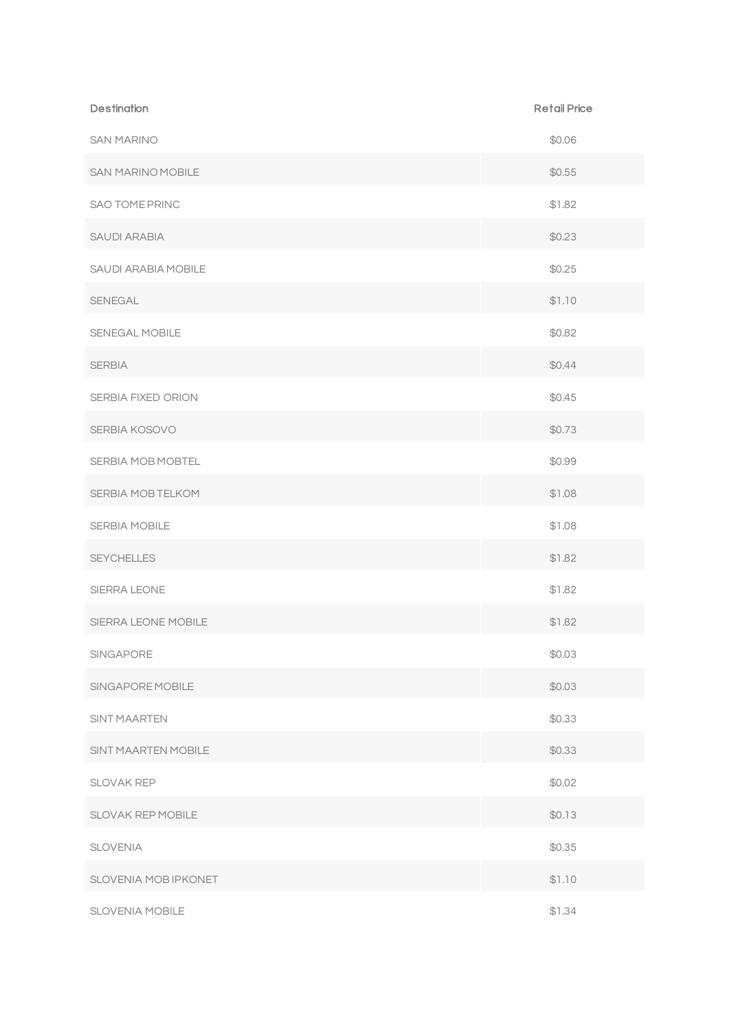| Destination | Retail Price |
| --- | --- |
| SAN MARINO | $0.06 |
| SAN MARINO MOBILE | $0.55 |
| SAO TOME PRINC | $1.82 |
| SAUDI ARABIA | $0.23 |
| SAUDI ARABIA MOBILE | $0.25 |
| SENEGAL | $1.10 |
| SENEGAL MOBILE | $0.82 |
| SERBIA | $0.44 |
| SERBIA FIXED ORION | $0.45 |
| SERBIA KOSOVO | $0.73 |
| SERBIA MOB MOBTEL | $0.99 |
| SERBIA MOB TELKOM | $1.08 |
| SERBIA MOBILE | $1.08 |
| SEYCHELLES | $1.82 |
| SIERRA LEONE | $1.82 |
| SIERRA LEONE MOBILE | $1.82 |
| SINGAPORE | $0.03 |
| SINGAPORE MOBILE | $0.03 |
| SINT MAARTEN | $0.33 |
| SINT MAARTEN MOBILE | $0.33 |
| SLOVAK REP | $0.02 |
| SLOVAK REP MOBILE | $0.13 |
| SLOVENIA | $0.35 |
| SLOVENIA MOB IPKONET | $1.10 |
| SLOVENIA MOBILE | $1.34 |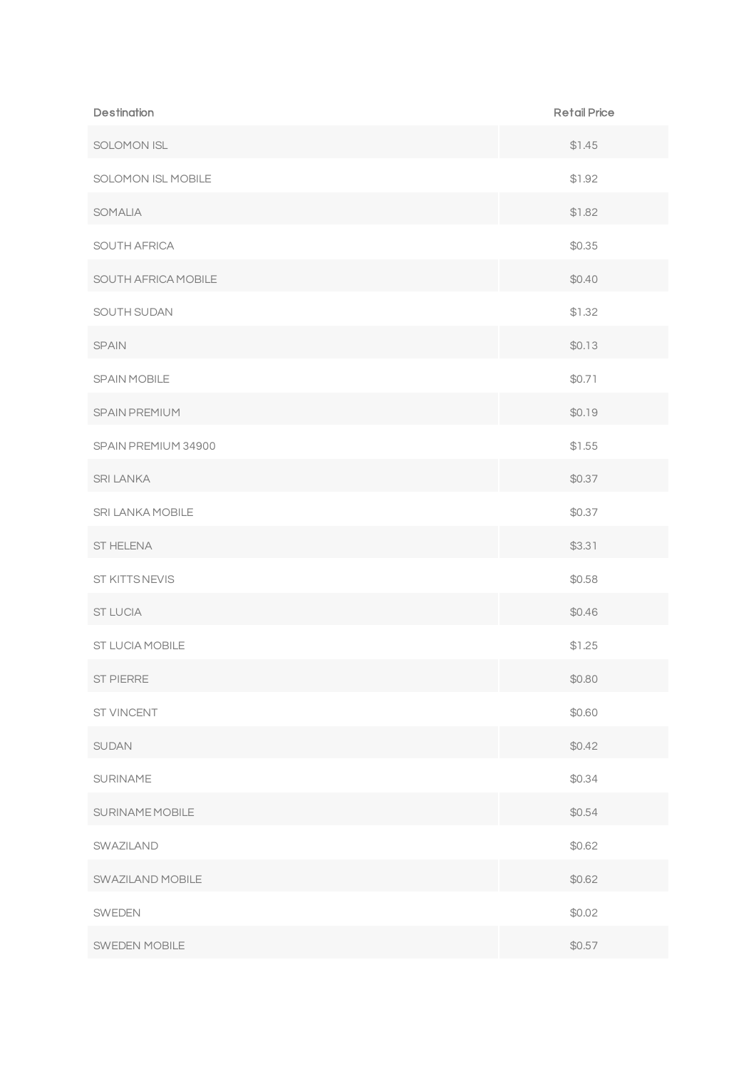| Destination | Retail Price |
| --- | --- |
| SOLOMON ISL | $1.45 |
| SOLOMON ISL MOBILE | $1.92 |
| SOMALIA | $1.82 |
| SOUTH AFRICA | $0.35 |
| SOUTH AFRICA MOBILE | $0.40 |
| SOUTH SUDAN | $1.32 |
| SPAIN | $0.13 |
| SPAIN MOBILE | $0.71 |
| SPAIN PREMIUM | $0.19 |
| SPAIN PREMIUM 34900 | $1.55 |
| SRI LANKA | $0.37 |
| SRI LANKA MOBILE | $0.37 |
| ST HELENA | $3.31 |
| ST KITTS NEVIS | $0.58 |
| ST LUCIA | $0.46 |
| ST LUCIA MOBILE | $1.25 |
| ST PIERRE | $0.80 |
| ST VINCENT | $0.60 |
| SUDAN | $0.42 |
| SURINAME | $0.34 |
| SURINAME MOBILE | $0.54 |
| SWAZILAND | $0.62 |
| SWAZILAND MOBILE | $0.62 |
| SWEDEN | $0.02 |
| SWEDEN MOBILE | $0.57 |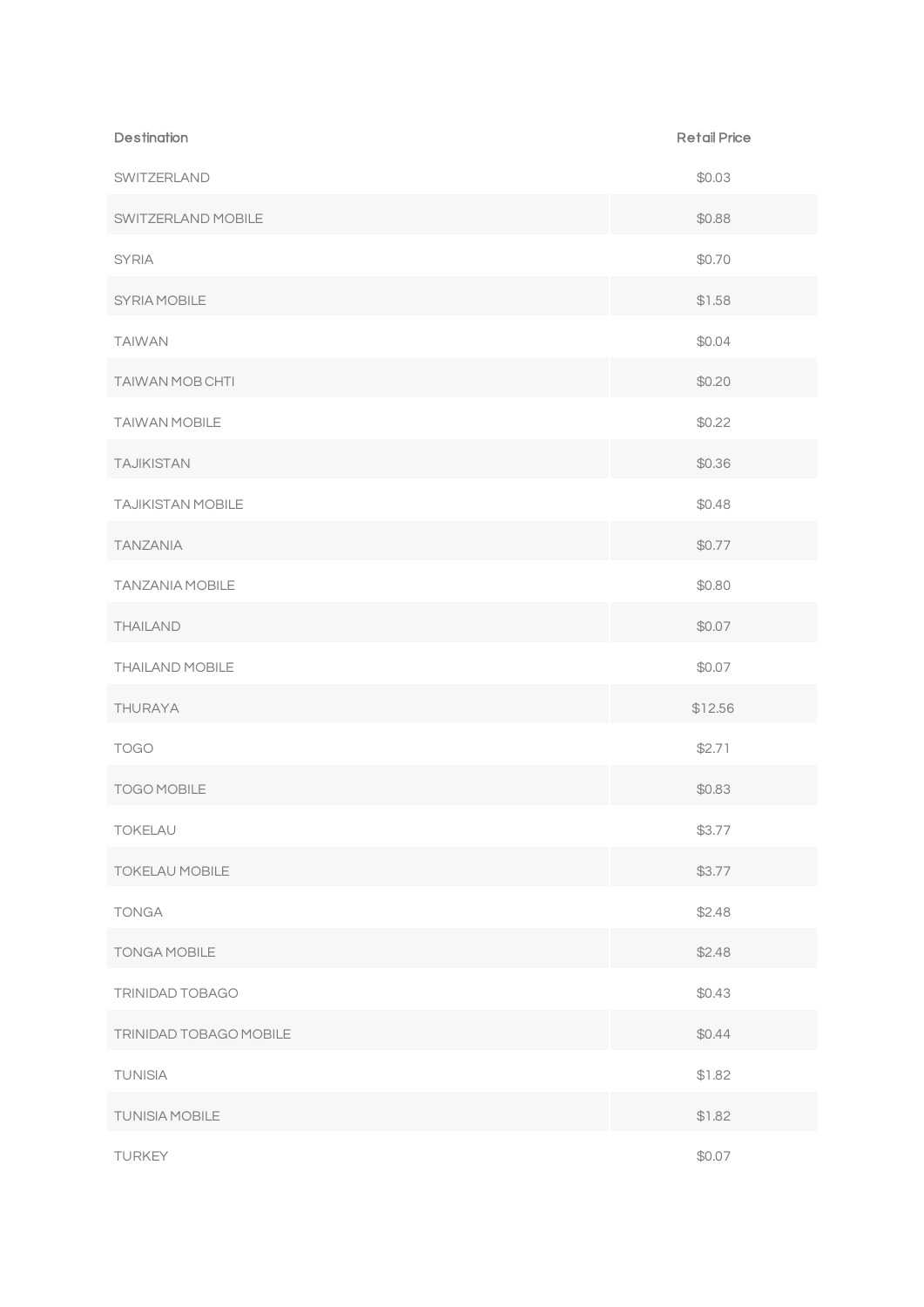| Destination | Retail Price |
| --- | --- |
| SWITZERLAND | $0.03 |
| SWITZERLAND MOBILE | $0.88 |
| SYRIA | $0.70 |
| SYRIA MOBILE | $1.58 |
| TAIWAN | $0.04 |
| TAIWAN MOB CHTI | $0.20 |
| TAIWAN MOBILE | $0.22 |
| TAJIKISTAN | $0.36 |
| TAJIKISTAN MOBILE | $0.48 |
| TANZANIA | $0.77 |
| TANZANIA MOBILE | $0.80 |
| THAILAND | $0.07 |
| THAILAND MOBILE | $0.07 |
| THURAYA | $12.56 |
| TOGO | $2.71 |
| TOGO MOBILE | $0.83 |
| TOKELAU | $3.77 |
| TOKELAU MOBILE | $3.77 |
| TONGA | $2.48 |
| TONGA MOBILE | $2.48 |
| TRINIDAD TOBAGO | $0.43 |
| TRINIDAD TOBAGO MOBILE | $0.44 |
| TUNISIA | $1.82 |
| TUNISIA MOBILE | $1.82 |
| TURKEY | $0.07 |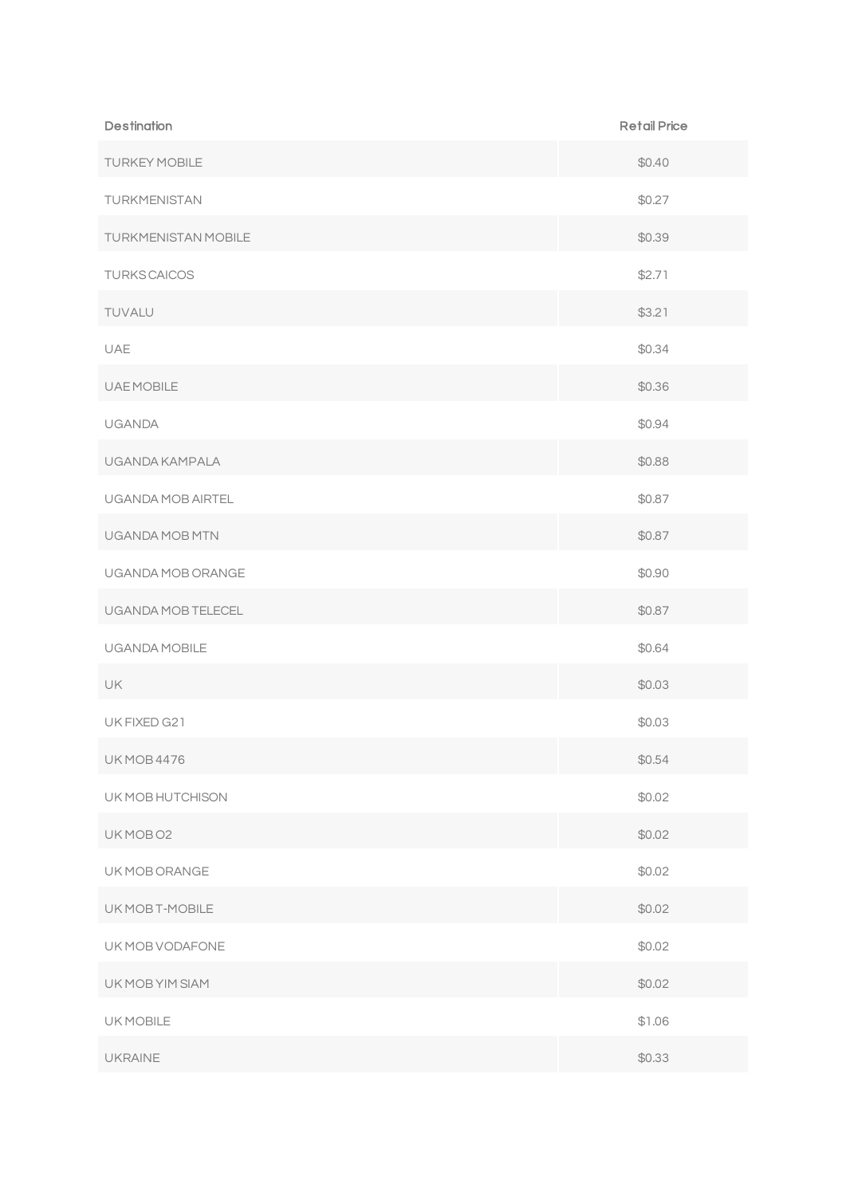| Destination | Retail Price |
| --- | --- |
| TURKEY MOBILE | $0.40 |
| TURKMENISTAN | $0.27 |
| TURKMENISTAN MOBILE | $0.39 |
| TURKS CAICOS | $2.71 |
| TUVALU | $3.21 |
| UAE | $0.34 |
| UAE MOBILE | $0.36 |
| UGANDA | $0.94 |
| UGANDA KAMPALA | $0.88 |
| UGANDA MOB AIRTEL | $0.87 |
| UGANDA MOB MTN | $0.87 |
| UGANDA MOB ORANGE | $0.90 |
| UGANDA MOB TELECEL | $0.87 |
| UGANDA MOBILE | $0.64 |
| UK | $0.03 |
| UK FIXED G21 | $0.03 |
| UK MOB 4476 | $0.54 |
| UK MOB HUTCHISON | $0.02 |
| UK MOB O2 | $0.02 |
| UK MOB ORANGE | $0.02 |
| UK MOB T-MOBILE | $0.02 |
| UK MOB VODAFONE | $0.02 |
| UK MOB YIM SIAM | $0.02 |
| UK MOBILE | $1.06 |
| UKRAINE | $0.33 |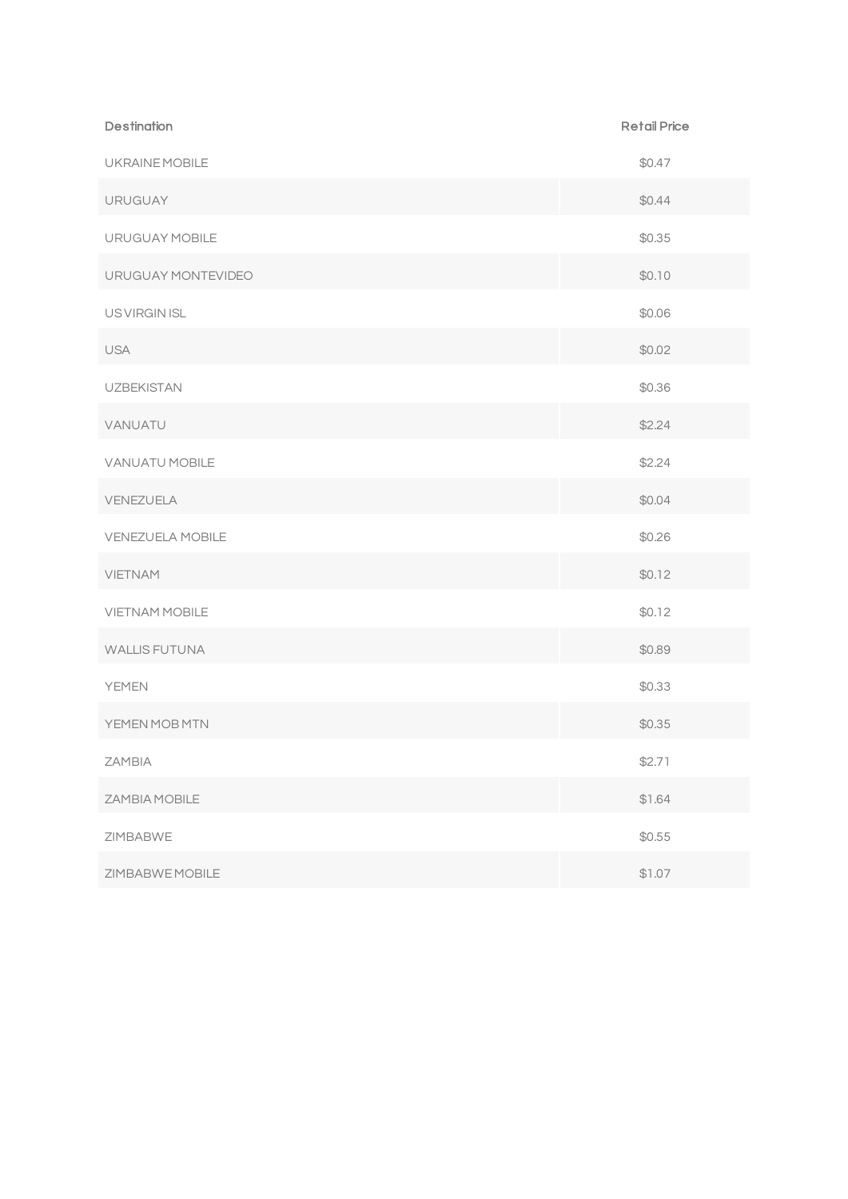| Destination | Retail Price |
| --- | --- |
| UKRAINE MOBILE | $0.47 |
| URUGUAY | $0.44 |
| URUGUAY MOBILE | $0.35 |
| URUGUAY MONTEVIDEO | $0.10 |
| US VIRGIN ISL | $0.06 |
| USA | $0.02 |
| UZBEKISTAN | $0.36 |
| VANUATU | $2.24 |
| VANUATU MOBILE | $2.24 |
| VENEZUELA | $0.04 |
| VENEZUELA MOBILE | $0.26 |
| VIETNAM | $0.12 |
| VIETNAM MOBILE | $0.12 |
| WALLIS FUTUNA | $0.89 |
| YEMEN | $0.33 |
| YEMEN MOB MTN | $0.35 |
| ZAMBIA | $2.71 |
| ZAMBIA MOBILE | $1.64 |
| ZIMBABWE | $0.55 |
| ZIMBABWE MOBILE | $1.07 |